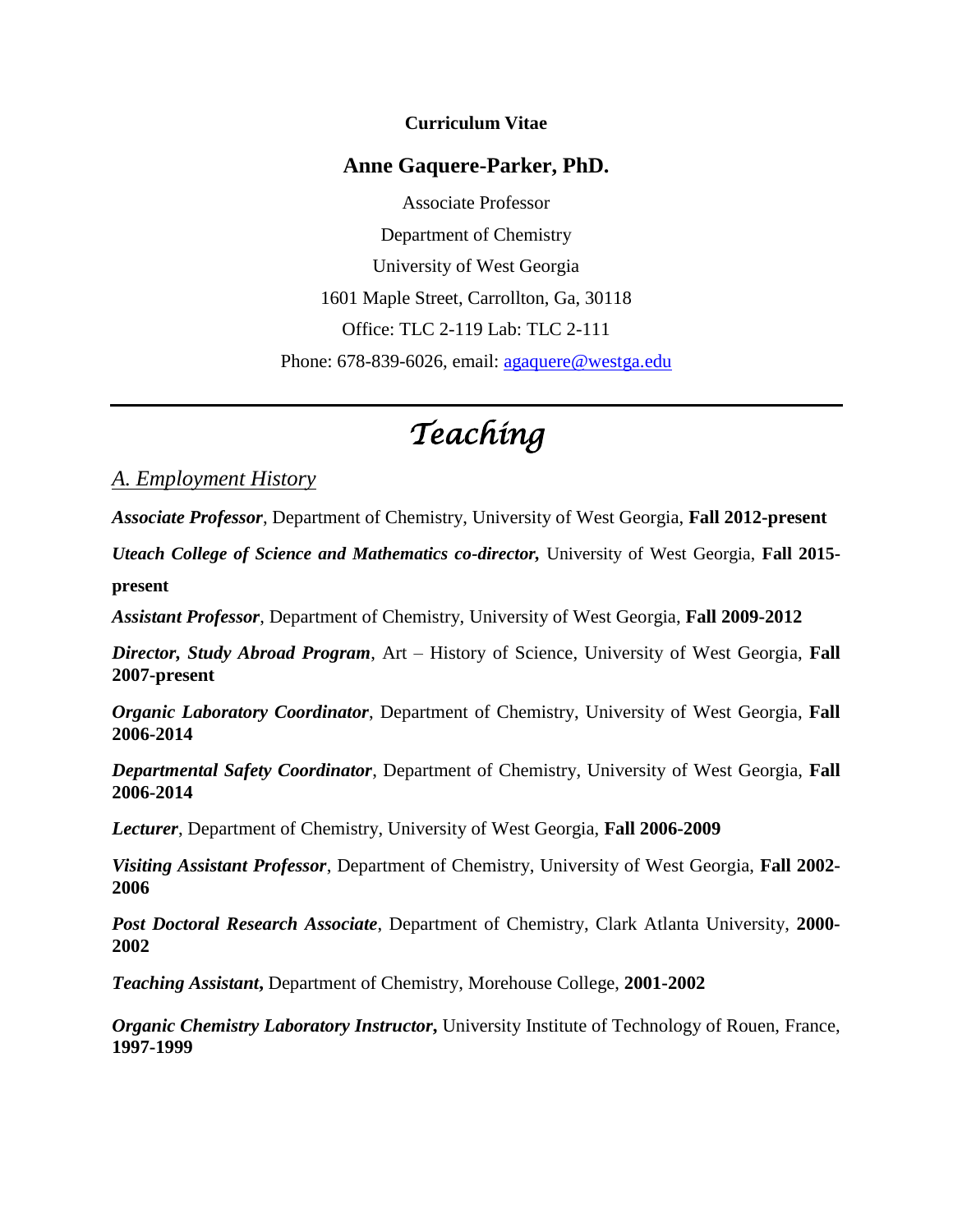**Curriculum Vitae**

## Anne Gaquere-Parker, PhD.

Associate Professor

Department of Chemistry

University of West Georgia

1601 Maple Street, Carrollton, Ga, 30118

Office: TLC 2-119 Lab: TLC 2-111

Phone: 678-839-6026, email: [agaquere@westga.edu](mailto:agaquere@westga.edu)

---

# *Teaching*

## *A. Employment History*

***Associate Professor***, Department of Chemistry, University of West Georgia, **Fall 2012-present**

***Uteach College of Science and Mathematics co-director,*** University of West Georgia, **Fall 2015-present**

***Assistant Professor***, Department of Chemistry, University of West Georgia, **Fall 2009-2012**

***Director, Study Abroad Program***, Art – History of Science, University of West Georgia, **Fall 2007-present**

***Organic Laboratory Coordinator***, Department of Chemistry, University of West Georgia, **Fall 2006-2014**

***Departmental Safety Coordinator***, Department of Chemistry, University of West Georgia, **Fall 2006-2014**

***Lecturer***, Department of Chemistry, University of West Georgia, **Fall 2006-2009**

***Visiting Assistant Professor***, Department of Chemistry, University of West Georgia, **Fall 2002-2006**

***Post Doctoral Research Associate***, Department of Chemistry, Clark Atlanta University, **2000-2002**

***Teaching Assistant***, Department of Chemistry, Morehouse College, **2001-2002**

***Organic Chemistry Laboratory Instructor,*** University Institute of Technology of Rouen, France, **1997-1999**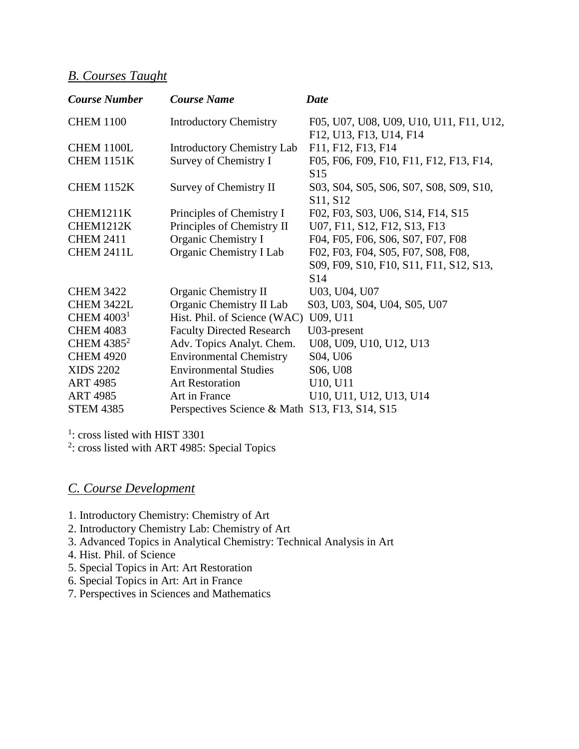## *B. Courses Taught*

| ***Course Number*** | ***Course Name*** | ***Date*** |
|---|---|---|
| CHEM 1100 | Introductory Chemistry | F05, U07, U08, U09, U10, U11, F11, U12, F12, U13, F13, U14, F14 |
| CHEM 1100L | Introductory Chemistry Lab | F11, F12, F13, F14 |
| CHEM 1151K | Survey of Chemistry I | F05, F06, F09, F10, F11, F12, F13, F14, S15 |
| CHEM 1152K | Survey of Chemistry II | S03, S04, S05, S06, S07, S08, S09, S10, S11, S12 |
| CHEM1211K | Principles of Chemistry I | F02, F03, S03, U06, S14, F14, S15 |
| CHEM1212K | Principles of Chemistry II | U07, F11, S12, F12, S13, F13 |
| CHEM 2411 | Organic Chemistry I | F04, F05, F06, S06, S07, F07, F08 |
| CHEM 2411L | Organic Chemistry I Lab | F02, F03, F04, S05, F07, S08, F08, S09, F09, S10, F10, S11, F11, S12, S13, S14 |
| CHEM 3422 | Organic Chemistry II | U03, U04, U07 |
| CHEM 3422L | Organic Chemistry II Lab | S03, U03, S04, U04, S05, U07 |
| CHEM 4003[1] | Hist. Phil. of Science (WAC) | U09, U11 |
| CHEM 4083 | Faculty Directed Research | U03-present |
| CHEM 4385[2] | Adv. Topics Analyt. Chem. | U08, U09, U10, U12, U13 |
| CHEM 4920 | Environmental Chemistry | S04, U06 |
| XIDS 2202 | Environmental Studies | S06, U08 |
| ART 4985 | Art Restoration | U10, U11 |
| ART 4985 | Art in France | U10, U11, U12, U13, U14 |
| STEM 4385 | Perspectives Science & Math | S13, F13, S14, S15 |

[1]: cross listed with HIST 3301
[2]: cross listed with ART 4985: Special Topics

## *C. Course Development*

1. Introductory Chemistry: Chemistry of Art
2. Introductory Chemistry Lab: Chemistry of Art
3. Advanced Topics in Analytical Chemistry: Technical Analysis in Art
4. Hist. Phil. of Science
5. Special Topics in Art: Art Restoration
6. Special Topics in Art: Art in France
7. Perspectives in Sciences and Mathematics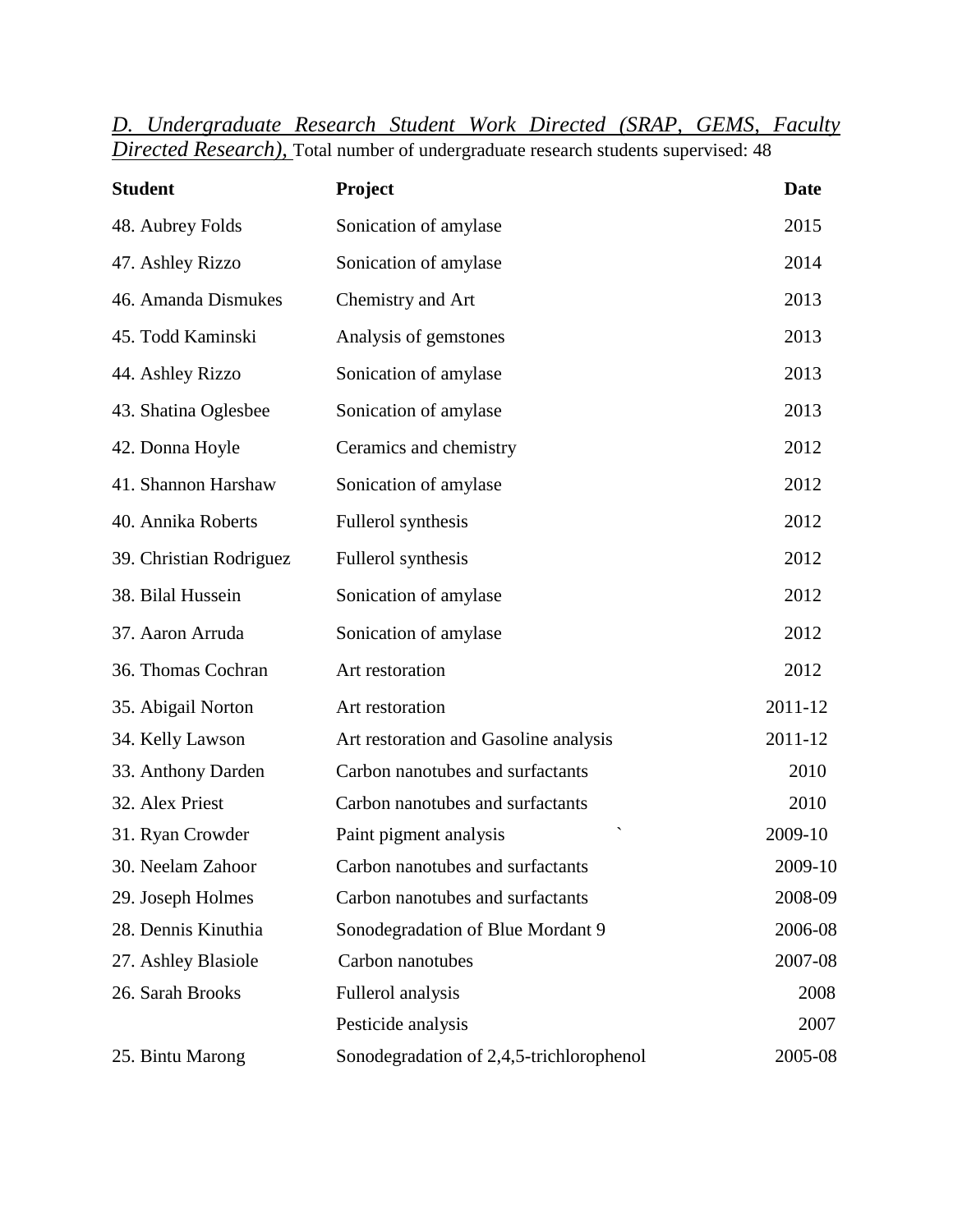*D. Undergraduate Research Student Work Directed (SRAP, GEMS, Faculty Directed Research),* Total number of undergraduate research students supervised: 48

| Student | Project | Date |
|---|---|---|
| 48. Aubrey Folds | Sonication of amylase | 2015 |
| 47. Ashley Rizzo | Sonication of amylase | 2014 |
| 46. Amanda Dismukes | Chemistry and Art | 2013 |
| 45. Todd Kaminski | Analysis of gemstones | 2013 |
| 44. Ashley Rizzo | Sonication of amylase | 2013 |
| 43. Shatina Oglesbee | Sonication of amylase | 2013 |
| 42. Donna Hoyle | Ceramics and chemistry | 2012 |
| 41. Shannon Harshaw | Sonication of amylase | 2012 |
| 40. Annika Roberts | Fullerol synthesis | 2012 |
| 39. Christian Rodriguez | Fullerol synthesis | 2012 |
| 38. Bilal Hussein | Sonication of amylase | 2012 |
| 37. Aaron Arruda | Sonication of amylase | 2012 |
| 36. Thomas Cochran | Art restoration | 2012 |
| 35. Abigail Norton | Art restoration | 2011-12 |
| 34. Kelly Lawson | Art restoration and Gasoline analysis | 2011-12 |
| 33. Anthony Darden | Carbon nanotubes and surfactants | 2010 |
| 32. Alex Priest | Carbon nanotubes and surfactants | 2010 |
| 31. Ryan Crowder | Paint pigment analysis ` | 2009-10 |
| 30. Neelam Zahoor | Carbon nanotubes and surfactants | 2009-10 |
| 29. Joseph Holmes | Carbon nanotubes and surfactants | 2008-09 |
| 28. Dennis Kinuthia | Sonodegradation of Blue Mordant 9 | 2006-08 |
| 27. Ashley Blasiole | Carbon nanotubes | 2007-08 |
| 26. Sarah Brooks | Fullerol analysis | 2008 |
| | Pesticide analysis | 2007 |
| 25. Bintu Marong | Sonodegradation of 2,4,5-trichlorophenol | 2005-08 |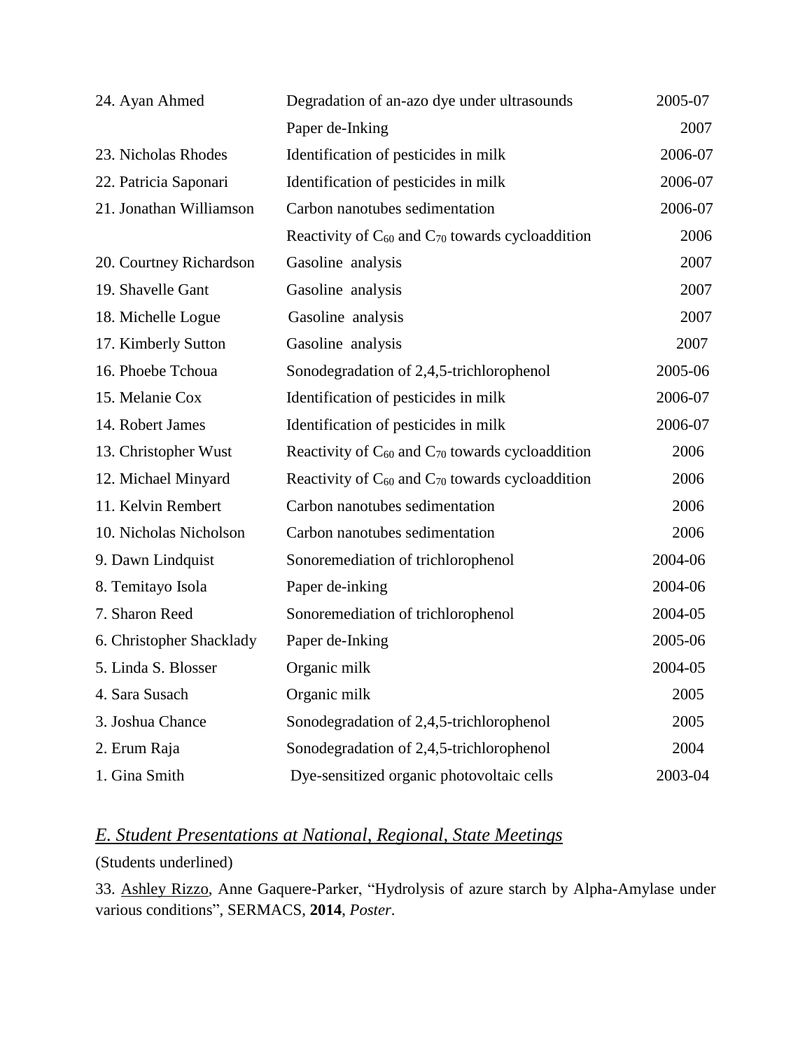| | | |
|---|---|---|
| 24. Ayan Ahmed | Degradation of an-azo dye under ultrasounds | 2005-07 |
| | Paper de-Inking | 2007 |
| 23. Nicholas Rhodes | Identification of pesticides in milk | 2006-07 |
| 22. Patricia Saponari | Identification of pesticides in milk | 2006-07 |
| 21. Jonathan Williamson | Carbon nanotubes sedimentation | 2006-07 |
| | Reactivity of $C_{60}$ and $C_{70}$ towards cycloaddition | 2006 |
| 20. Courtney Richardson | Gasoline analysis | 2007 |
| 19. Shavelle Gant | Gasoline analysis | 2007 |
| 18. Michelle Logue | Gasoline analysis | 2007 |
| 17. Kimberly Sutton | Gasoline analysis | 2007 |
| 16. Phoebe Tchoua | Sonodegradation of 2,4,5-trichlorophenol | 2005-06 |
| 15. Melanie Cox | Identification of pesticides in milk | 2006-07 |
| 14. Robert James | Identification of pesticides in milk | 2006-07 |
| 13. Christopher Wust | Reactivity of $C_{60}$ and $C_{70}$ towards cycloaddition | 2006 |
| 12. Michael Minyard | Reactivity of $C_{60}$ and $C_{70}$ towards cycloaddition | 2006 |
| 11. Kelvin Rembert | Carbon nanotubes sedimentation | 2006 |
| 10. Nicholas Nicholson | Carbon nanotubes sedimentation | 2006 |
| 9. Dawn Lindquist | Sonoremediation of trichlorophenol | 2004-06 |
| 8. Temitayo Isola | Paper de-inking | 2004-06 |
| 7. Sharon Reed | Sonoremediation of trichlorophenol | 2004-05 |
| 6. Christopher Shacklady | Paper de-Inking | 2005-06 |
| 5. Linda S. Blosser | Organic milk | 2004-05 |
| 4. Sara Susach | Organic milk | 2005 |
| 3. Joshua Chance | Sonodegradation of 2,4,5-trichlorophenol | 2005 |
| 2. Erum Raja | Sonodegradation of 2,4,5-trichlorophenol | 2004 |
| 1. Gina Smith | Dye-sensitized organic photovoltaic cells | 2003-04 |

## *E. Student Presentations at National, Regional, State Meetings*

(Students underlined)

33. Ashley Rizzo, Anne Gaquere-Parker, "Hydrolysis of azure starch by Alpha-Amylase under various conditions", SERMACS, **2014**, *Poster*.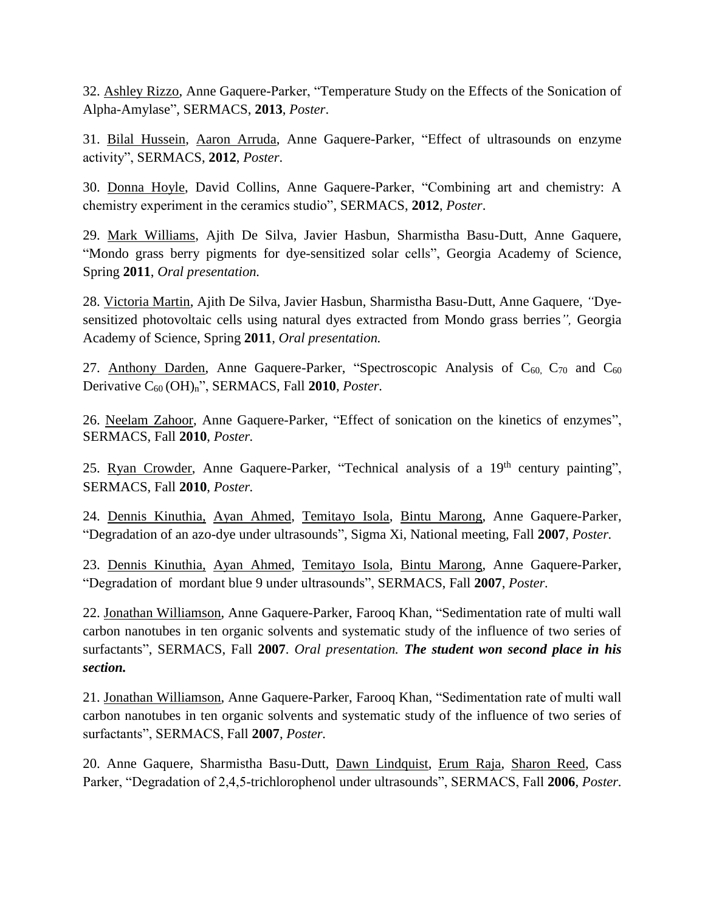32. Ashley Rizzo, Anne Gaquere-Parker, "Temperature Study on the Effects of the Sonication of Alpha-Amylase", SERMACS, **2013**, *Poster*.

31. Bilal Hussein, Aaron Arruda, Anne Gaquere-Parker, "Effect of ultrasounds on enzyme activity", SERMACS, **2012**, *Poster*.

30. Donna Hoyle, David Collins, Anne Gaquere-Parker, "Combining art and chemistry: A chemistry experiment in the ceramics studio", SERMACS, **2012**, *Poster*.

29. Mark Williams, Ajith De Silva, Javier Hasbun, Sharmistha Basu-Dutt, Anne Gaquere, "Mondo grass berry pigments for dye-sensitized solar cells", Georgia Academy of Science, Spring **2011**, *Oral presentation.*

28. Victoria Martin, Ajith De Silva, Javier Hasbun, Sharmistha Basu-Dutt, Anne Gaquere, *"*Dye-sensitized photovoltaic cells using natural dyes extracted from Mondo grass berries*",* Georgia Academy of Science, Spring **2011**, *Oral presentation.*

27. Anthony Darden, Anne Gaquere-Parker, "Spectroscopic Analysis of $C_{60}$, $C_{70}$ and $C_{60}$ Derivative $C_{60}(OH)_n$", SERMACS, Fall **2010**, *Poster.*

26. Neelam Zahoor, Anne Gaquere-Parker, "Effect of sonication on the kinetics of enzymes", SERMACS, Fall **2010**, *Poster.*

25. Ryan Crowder, Anne Gaquere-Parker, "Technical analysis of a $19^{th}$ century painting", SERMACS, Fall **2010**, *Poster.*

24. Dennis Kinuthia, Ayan Ahmed, Temitayo Isola, Bintu Marong, Anne Gaquere-Parker, "Degradation of an azo-dye under ultrasounds", Sigma Xi, National meeting, Fall **2007**, *Poster.*

23. Dennis Kinuthia, Ayan Ahmed, Temitayo Isola, Bintu Marong, Anne Gaquere-Parker, "Degradation of mordant blue 9 under ultrasounds", SERMACS, Fall **2007**, *Poster.*

22. Jonathan Williamson, Anne Gaquere-Parker, Farooq Khan, "Sedimentation rate of multi wall carbon nanotubes in ten organic solvents and systematic study of the influence of two series of surfactants", SERMACS, Fall **2007**. *Oral presentation.* ***The student won second place in his section.***

21. Jonathan Williamson, Anne Gaquere-Parker, Farooq Khan, "Sedimentation rate of multi wall carbon nanotubes in ten organic solvents and systematic study of the influence of two series of surfactants", SERMACS, Fall **2007**, *Poster.*

20. Anne Gaquere, Sharmistha Basu-Dutt, Dawn Lindquist, Erum Raja, Sharon Reed, Cass Parker, "Degradation of 2,4,5-trichlorophenol under ultrasounds", SERMACS, Fall **2006**, *Poster.*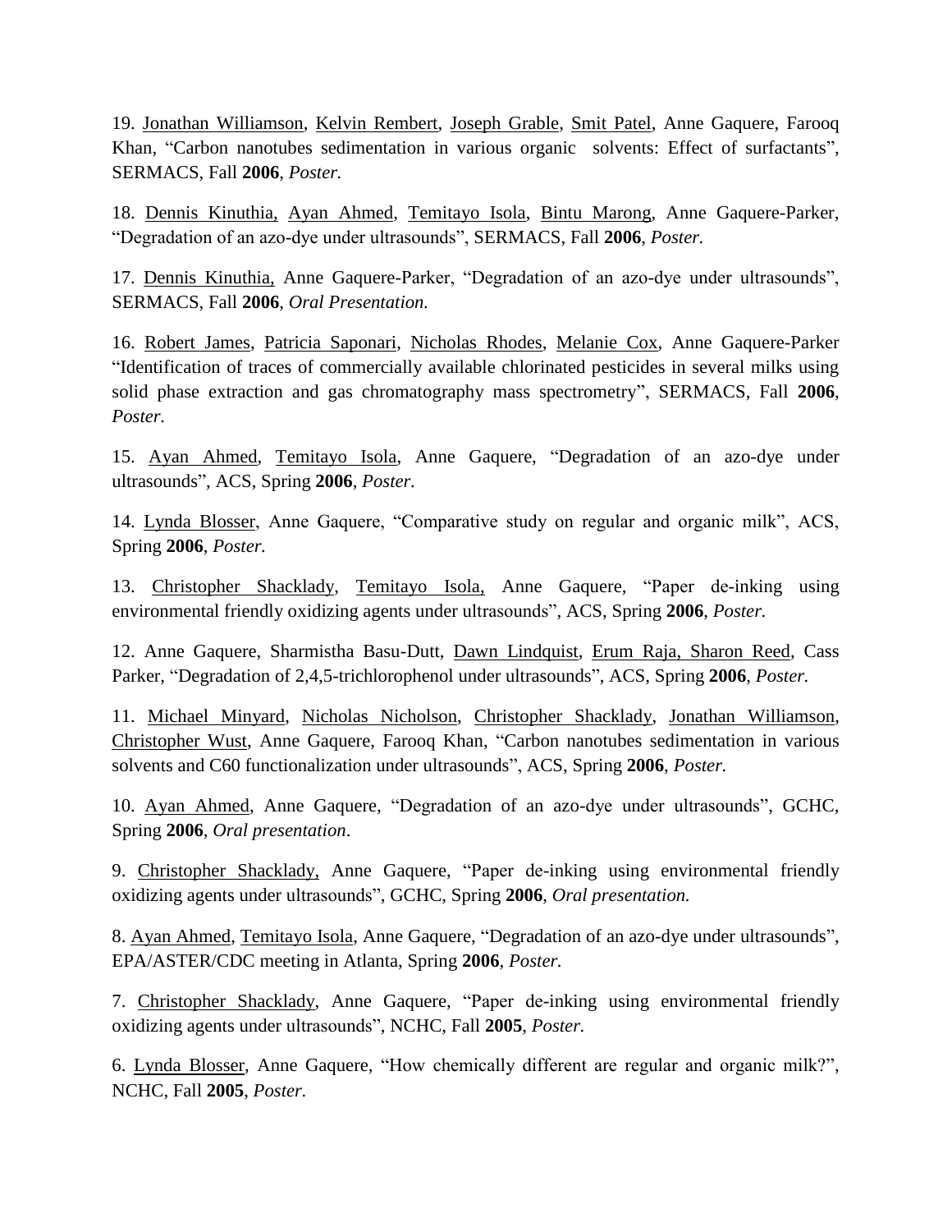19. Jonathan Williamson, Kelvin Rembert, Joseph Grable, Smit Patel, Anne Gaquere, Farooq Khan, "Carbon nanotubes sedimentation in various organic solvents: Effect of surfactants", SERMACS, Fall **2006**, *Poster.*

18. Dennis Kinuthia, Ayan Ahmed, Temitayo Isola, Bintu Marong, Anne Gaquere-Parker, "Degradation of an azo-dye under ultrasounds", SERMACS, Fall **2006**, *Poster.*

17. Dennis Kinuthia, Anne Gaquere-Parker, "Degradation of an azo-dye under ultrasounds", SERMACS, Fall **2006**, *Oral Presentation.*

16. Robert James, Patricia Saponari, Nicholas Rhodes, Melanie Cox, Anne Gaquere-Parker "Identification of traces of commercially available chlorinated pesticides in several milks using solid phase extraction and gas chromatography mass spectrometry", SERMACS, Fall **2006**, *Poster.*

15. Ayan Ahmed, Temitayo Isola, Anne Gaquere, "Degradation of an azo-dye under ultrasounds", ACS, Spring **2006**, *Poster.*

14. Lynda Blosser, Anne Gaquere, "Comparative study on regular and organic milk", ACS, Spring **2006**, *Poster.*

13. Christopher Shacklady, Temitayo Isola, Anne Gaquere, "Paper de-inking using environmental friendly oxidizing agents under ultrasounds", ACS, Spring **2006**, *Poster.*

12. Anne Gaquere, Sharmistha Basu-Dutt, Dawn Lindquist, Erum Raja, Sharon Reed, Cass Parker, "Degradation of 2,4,5-trichlorophenol under ultrasounds", ACS, Spring **2006**, *Poster.*

11. Michael Minyard, Nicholas Nicholson, Christopher Shacklady, Jonathan Williamson, Christopher Wust, Anne Gaquere, Farooq Khan, "Carbon nanotubes sedimentation in various solvents and C60 functionalization under ultrasounds", ACS, Spring **2006**, *Poster.*

10. Ayan Ahmed, Anne Gaquere, "Degradation of an azo-dye under ultrasounds", GCHC, Spring **2006**, *Oral presentation*.

9. Christopher Shacklady, Anne Gaquere, "Paper de-inking using environmental friendly oxidizing agents under ultrasounds", GCHC, Spring **2006**, *Oral presentation.*

8. Ayan Ahmed, Temitayo Isola, Anne Gaquere, "Degradation of an azo-dye under ultrasounds", EPA/ASTER/CDC meeting in Atlanta, Spring **2006**, *Poster.*

7. Christopher Shacklady, Anne Gaquere, "Paper de-inking using environmental friendly oxidizing agents under ultrasounds", NCHC, Fall **2005**, *Poster.*

6. Lynda Blosser, Anne Gaquere, "How chemically different are regular and organic milk?", NCHC, Fall **2005**, *Poster.*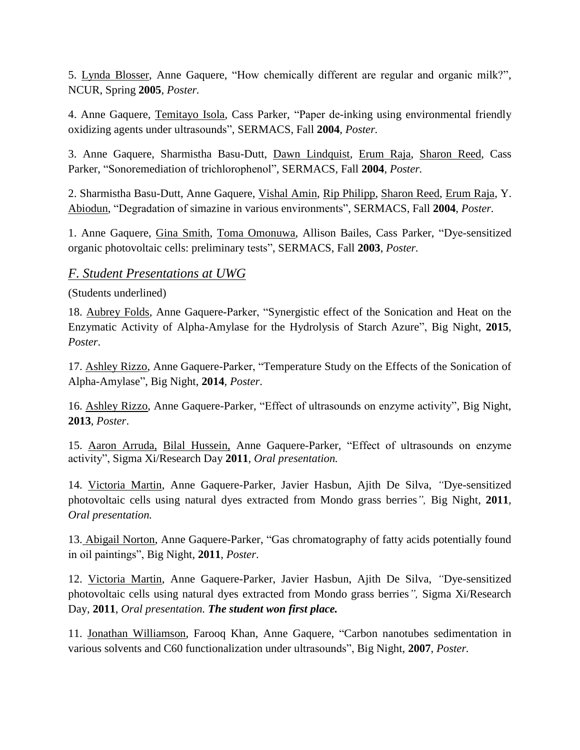5. Lynda Blosser, Anne Gaquere, “How chemically different are regular and organic milk?”, NCUR, Spring **2005**, *Poster.*

4. Anne Gaquere, Temitayo Isola, Cass Parker, “Paper de-inking using environmental friendly oxidizing agents under ultrasounds”, SERMACS, Fall **2004**, *Poster.*

3. Anne Gaquere, Sharmistha Basu-Dutt, Dawn Lindquist, Erum Raja, Sharon Reed, Cass Parker, “Sonoremediation of trichlorophenol”, SERMACS, Fall **2004**, *Poster.*

2. Sharmistha Basu-Dutt, Anne Gaquere, Vishal Amin, Rip Philipp, Sharon Reed, Erum Raja, Y. Abiodun, “Degradation of simazine in various environments”, SERMACS, Fall **2004**, *Poster.*

1. Anne Gaquere, Gina Smith, Toma Omonuwa, Allison Bailes, Cass Parker, “Dye-sensitized organic photovoltaic cells: preliminary tests”, SERMACS, Fall **2003**, *Poster.*

## *F. Student Presentations at UWG*

(Students underlined)

18. Aubrey Folds, Anne Gaquere-Parker, “Synergistic effect of the Sonication and Heat on the Enzymatic Activity of Alpha-Amylase for the Hydrolysis of Starch Azure”, Big Night, **2015**, *Poster*.

17. Ashley Rizzo, Anne Gaquere-Parker, “Temperature Study on the Effects of the Sonication of Alpha-Amylase”, Big Night, **2014**, *Poster.*

16. Ashley Rizzo, Anne Gaquere-Parker, “Effect of ultrasounds on enzyme activity”, Big Night, **2013**, *Poster*.

15. Aaron Arruda, Bilal Hussein, Anne Gaquere-Parker, “Effect of ultrasounds on enzyme activity”, Sigma Xi/Research Day **2011**, *Oral presentation.*

14. Victoria Martin, Anne Gaquere-Parker, Javier Hasbun, Ajith De Silva, *“*Dye-sensitized photovoltaic cells using natural dyes extracted from Mondo grass berries*”,* Big Night, **2011**, *Oral presentation.*

13. Abigail Norton, Anne Gaquere-Parker, “Gas chromatography of fatty acids potentially found in oil paintings”, Big Night, **2011**, *Poster*.

12. Victoria Martin, Anne Gaquere-Parker, Javier Hasbun, Ajith De Silva, *“*Dye-sensitized photovoltaic cells using natural dyes extracted from Mondo grass berries*”,* Sigma Xi/Research Day, **2011**, *Oral presentation.* ***The student won first place.***

11. Jonathan Williamson, Farooq Khan, Anne Gaquere, “Carbon nanotubes sedimentation in various solvents and C60 functionalization under ultrasounds”, Big Night, **2007**, *Poster.*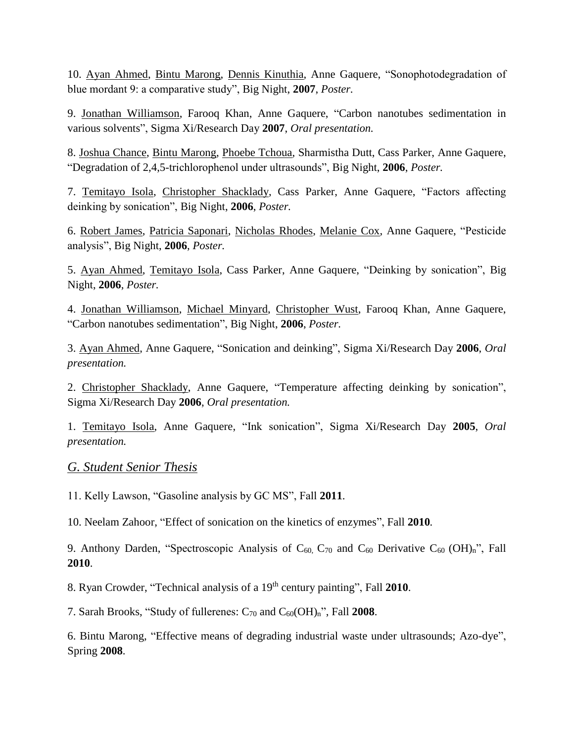10. <u>Ayan Ahmed</u>, <u>Bintu Marong</u>, <u>Dennis Kinuthia</u>, Anne Gaquere, "Sonophotodegradation of blue mordant 9: a comparative study", Big Night, **2007**, *Poster.*

9. <u>Jonathan Williamson</u>, Farooq Khan, Anne Gaquere, "Carbon nanotubes sedimentation in various solvents", Sigma Xi/Research Day **2007**, *Oral presentation.*

8. <u>Joshua Chance</u>, <u>Bintu Marong</u>, <u>Phoebe Tchoua</u>, Sharmistha Dutt, Cass Parker, Anne Gaquere, "Degradation of 2,4,5-trichlorophenol under ultrasounds", Big Night, **2006**, *Poster.*

7. <u>Temitayo Isola</u>, <u>Christopher Shacklady</u>, Cass Parker, Anne Gaquere, "Factors affecting deinking by sonication", Big Night, **2006**, *Poster.*

6. <u>Robert James</u>, <u>Patricia Saponari</u>, <u>Nicholas Rhodes</u>, <u>Melanie Cox</u>, Anne Gaquere, "Pesticide analysis", Big Night, **2006**, *Poster.*

5. <u>Ayan Ahmed</u>, <u>Temitayo Isola</u>, Cass Parker, Anne Gaquere, "Deinking by sonication", Big Night, **2006**, *Poster.*

4. <u>Jonathan Williamson</u>, <u>Michael Minyard</u>, <u>Christopher Wust</u>, Farooq Khan, Anne Gaquere, "Carbon nanotubes sedimentation", Big Night, **2006**, *Poster.*

3. <u>Ayan Ahmed</u>, Anne Gaquere, "Sonication and deinking", Sigma Xi/Research Day **2006**, *Oral presentation.*

2. <u>Christopher Shacklady</u>, Anne Gaquere, "Temperature affecting deinking by sonication", Sigma Xi/Research Day **2006**, *Oral presentation.*

1. <u>Temitayo Isola</u>, Anne Gaquere, "Ink sonication", Sigma Xi/Research Day **2005**, *Oral presentation.*

## *G. Student Senior Thesis*

11. Kelly Lawson, "Gasoline analysis by GC MS", Fall **2011**.

10. Neelam Zahoor, "Effect of sonication on the kinetics of enzymes", Fall **2010**.

9. Anthony Darden, "Spectroscopic Analysis of $C_{60}$, $C_{70}$ and $C_{60}$ Derivative $C_{60}(OH)_n$", Fall **2010**.

8. Ryan Crowder, "Technical analysis of a 19$^{th}$ century painting", Fall **2010**.

7. Sarah Brooks, "Study of fullerenes: $C_{70}$ and $C_{60}(OH)_n$", Fall **2008**.

6. Bintu Marong, "Effective means of degrading industrial waste under ultrasounds; Azo-dye", Spring **2008**.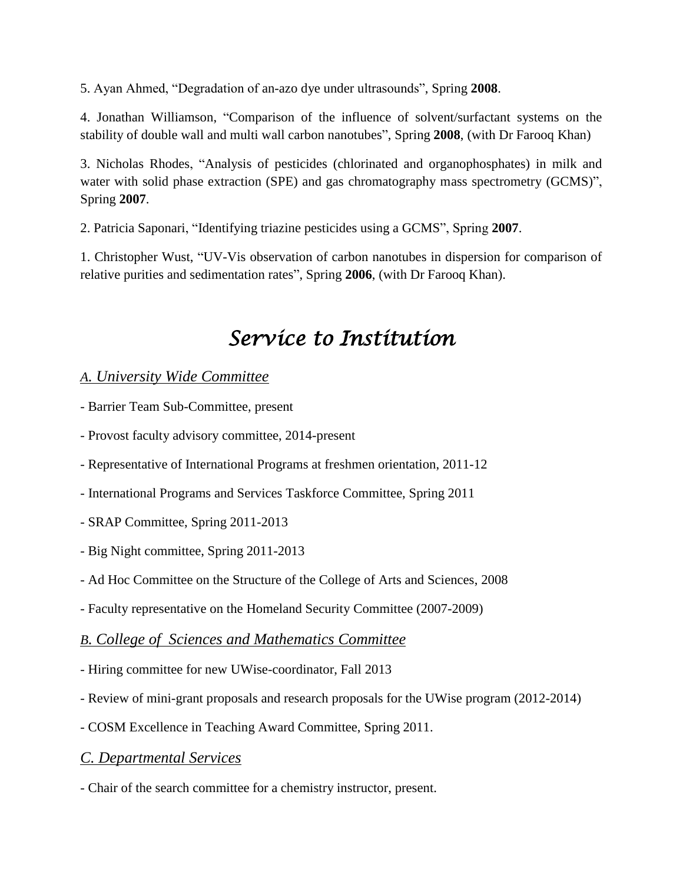5. Ayan Ahmed, “Degradation of an-azo dye under ultrasounds”, Spring **2008**.

4. Jonathan Williamson, “Comparison of the influence of solvent/surfactant systems on the stability of double wall and multi wall carbon nanotubes”, Spring **2008**, (with Dr Farooq Khan)

3. Nicholas Rhodes, “Analysis of pesticides (chlorinated and organophosphates) in milk and water with solid phase extraction (SPE) and gas chromatography mass spectrometry (GCMS)”, Spring **2007**.

2. Patricia Saponari, “Identifying triazine pesticides using a GCMS”, Spring **2007**.

1. Christopher Wust, “UV-Vis observation of carbon nanotubes in dispersion for comparison of relative purities and sedimentation rates”, Spring **2006**, (with Dr Farooq Khan).

# *Service to Institution*

### *A. University Wide Committee*

- Barrier Team Sub-Committee, present
- Provost faculty advisory committee, 2014-present
- Representative of International Programs at freshmen orientation, 2011-12
- International Programs and Services Taskforce Committee, Spring 2011
- SRAP Committee, Spring 2011-2013
- Big Night committee, Spring 2011-2013
- Ad Hoc Committee on the Structure of the College of Arts and Sciences, 2008
- Faculty representative on the Homeland Security Committee (2007-2009)

### *B. College of Sciences and Mathematics Committee*

- Hiring committee for new UWise-coordinator, Fall 2013
- Review of mini-grant proposals and research proposals for the UWise program (2012-2014)
- COSM Excellence in Teaching Award Committee, Spring 2011.

### *C. Departmental Services*

- Chair of the search committee for a chemistry instructor, present.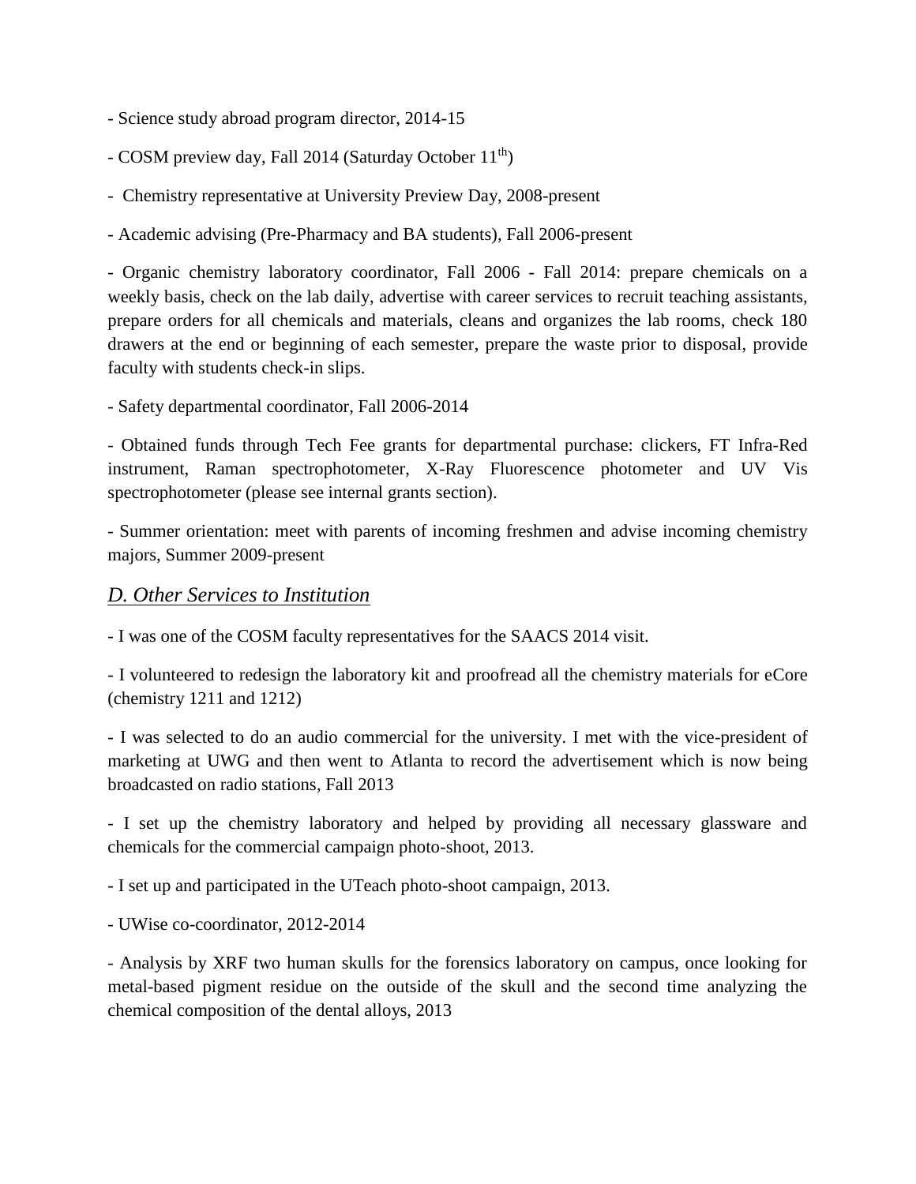- Science study abroad program director, 2014-15

- COSM preview day, Fall 2014 (Saturday October 11th)

- Chemistry representative at University Preview Day, 2008-present

- Academic advising (Pre-Pharmacy and BA students), Fall 2006-present

- Organic chemistry laboratory coordinator, Fall 2006 - Fall 2014: prepare chemicals on a weekly basis, check on the lab daily, advertise with career services to recruit teaching assistants, prepare orders for all chemicals and materials, cleans and organizes the lab rooms, check 180 drawers at the end or beginning of each semester, prepare the waste prior to disposal, provide faculty with students check-in slips.

- Safety departmental coordinator, Fall 2006-2014

- Obtained funds through Tech Fee grants for departmental purchase: clickers, FT Infra-Red instrument, Raman spectrophotometer, X-Ray Fluorescence photometer and UV Vis spectrophotometer (please see internal grants section).

- Summer orientation: meet with parents of incoming freshmen and advise incoming chemistry majors, Summer 2009-present

## *D. Other Services to Institution*

- I was one of the COSM faculty representatives for the SAACS 2014 visit.

- I volunteered to redesign the laboratory kit and proofread all the chemistry materials for eCore (chemistry 1211 and 1212)

- I was selected to do an audio commercial for the university. I met with the vice-president of marketing at UWG and then went to Atlanta to record the advertisement which is now being broadcasted on radio stations, Fall 2013

- I set up the chemistry laboratory and helped by providing all necessary glassware and chemicals for the commercial campaign photo-shoot, 2013.

- I set up and participated in the UTeach photo-shoot campaign, 2013.

- UWise co-coordinator, 2012-2014

- Analysis by XRF two human skulls for the forensics laboratory on campus, once looking for metal-based pigment residue on the outside of the skull and the second time analyzing the chemical composition of the dental alloys, 2013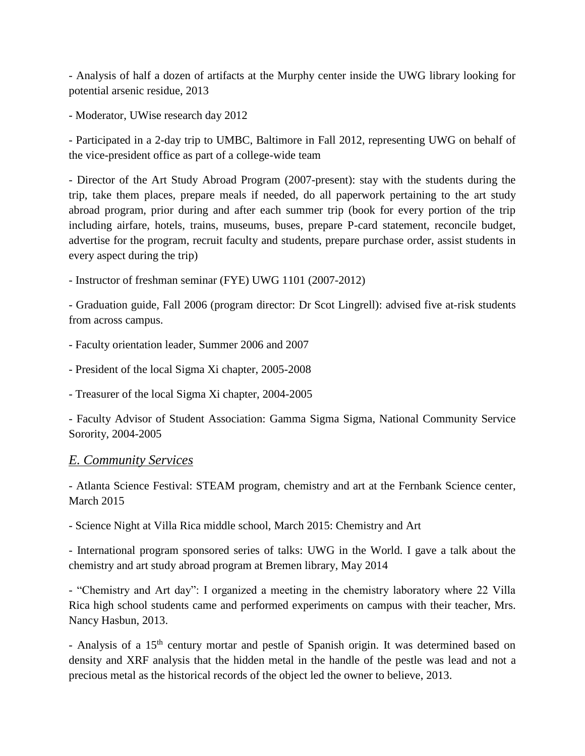- Analysis of half a dozen of artifacts at the Murphy center inside the UWG library looking for potential arsenic residue, 2013

- Moderator, UWise research day 2012

- Participated in a 2-day trip to UMBC, Baltimore in Fall 2012, representing UWG on behalf of the vice-president office as part of a college-wide team

- Director of the Art Study Abroad Program (2007-present): stay with the students during the trip, take them places, prepare meals if needed, do all paperwork pertaining to the art study abroad program, prior during and after each summer trip (book for every portion of the trip including airfare, hotels, trains, museums, buses, prepare P-card statement, reconcile budget, advertise for the program, recruit faculty and students, prepare purchase order, assist students in every aspect during the trip)

- Instructor of freshman seminar (FYE) UWG 1101 (2007-2012)

- Graduation guide, Fall 2006 (program director: Dr Scot Lingrell): advised five at-risk students from across campus.

- Faculty orientation leader, Summer 2006 and 2007

- President of the local Sigma Xi chapter, 2005-2008

- Treasurer of the local Sigma Xi chapter, 2004-2005

- Faculty Advisor of Student Association: Gamma Sigma Sigma, National Community Service Sorority, 2004-2005

## *E. Community Services*

- Atlanta Science Festival: STEAM program, chemistry and art at the Fernbank Science center, March 2015

- Science Night at Villa Rica middle school, March 2015: Chemistry and Art

- International program sponsored series of talks: UWG in the World. I gave a talk about the chemistry and art study abroad program at Bremen library, May 2014

- "Chemistry and Art day": I organized a meeting in the chemistry laboratory where 22 Villa Rica high school students came and performed experiments on campus with their teacher, Mrs. Nancy Hasbun, 2013.

- Analysis of a 15th century mortar and pestle of Spanish origin. It was determined based on density and XRF analysis that the hidden metal in the handle of the pestle was lead and not a precious metal as the historical records of the object led the owner to believe, 2013.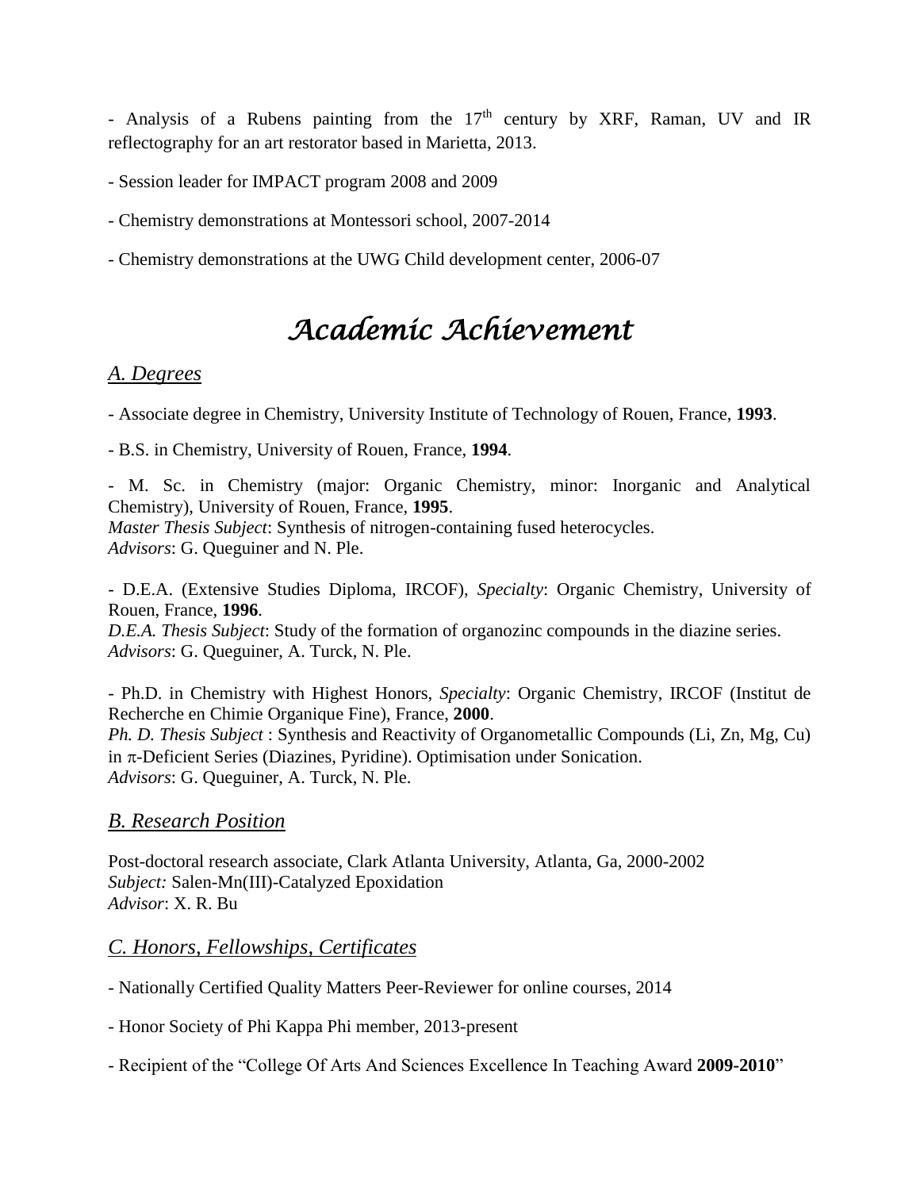- Analysis of a Rubens painting from the 17th century by XRF, Raman, UV and IR reflectography for an art restorator based in Marietta, 2013.

- Session leader for IMPACT program 2008 and 2009

- Chemistry demonstrations at Montessori school, 2007-2014

- Chemistry demonstrations at the UWG Child development center, 2006-07

# *Academic Achievement*

## *A. Degrees*

- Associate degree in Chemistry, University Institute of Technology of Rouen, France, **1993**.

- B.S. in Chemistry, University of Rouen, France, **1994**.

- M. Sc. in Chemistry (major: Organic Chemistry, minor: Inorganic and Analytical Chemistry), University of Rouen, France, **1995**.
*Master Thesis Subject*: Synthesis of nitrogen-containing fused heterocycles.
*Advisors*: G. Queguiner and N. Ple.

- D.E.A. (Extensive Studies Diploma, IRCOF), *Specialty*: Organic Chemistry, University of Rouen, France, **1996**.
*D.E.A. Thesis Subject*: Study of the formation of organozinc compounds in the diazine series.
*Advisors*: G. Queguiner, A. Turck, N. Ple.

- Ph.D. in Chemistry with Highest Honors, *Specialty*: Organic Chemistry, IRCOF (Institut de Recherche en Chimie Organique Fine), France, **2000**.
*Ph. D. Thesis Subject* : Synthesis and Reactivity of Organometallic Compounds (Li, Zn, Mg, Cu) in $\pi$-Deficient Series (Diazines, Pyridine). Optimisation under Sonication.
*Advisors*: G. Queguiner, A. Turck, N. Ple.

## *B. Research Position*

Post-doctoral research associate, Clark Atlanta University, Atlanta, Ga, 2000-2002
*Subject:* Salen-Mn(III)-Catalyzed Epoxidation
*Advisor*: X. R. Bu

## *C. Honors, Fellowships, Certificates*

- Nationally Certified Quality Matters Peer-Reviewer for online courses, 2014

- Honor Society of Phi Kappa Phi member, 2013-present

- Recipient of the "College Of Arts And Sciences Excellence In Teaching Award **2009-2010**"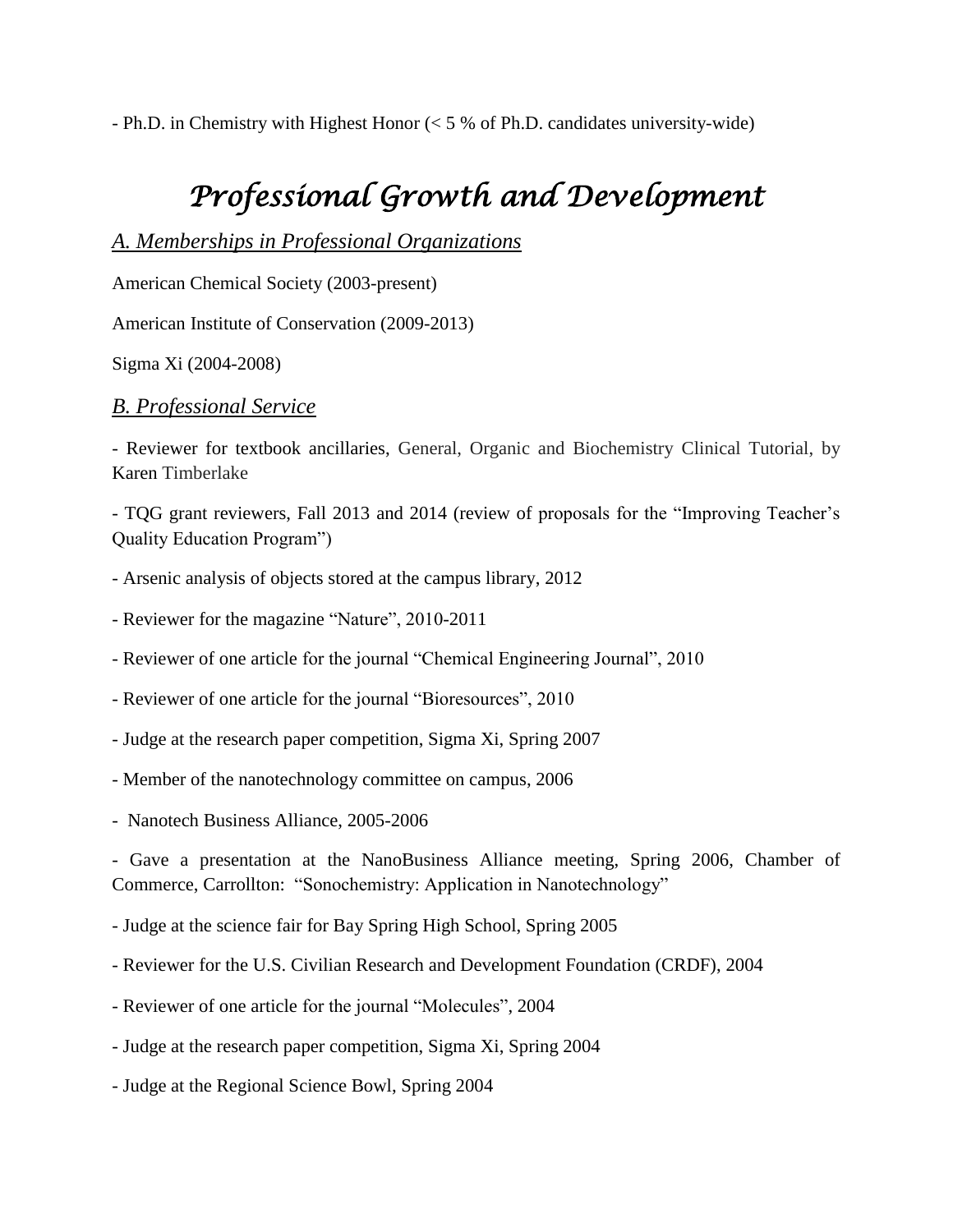- Ph.D. in Chemistry with Highest Honor (< 5 % of Ph.D. candidates university-wide)

# *Professional Growth and Development*

## *A. Memberships in Professional Organizations*

American Chemical Society (2003-present)

American Institute of Conservation (2009-2013)

Sigma Xi (2004-2008)

## *B. Professional Service*

- Reviewer for textbook ancillaries, General, Organic and Biochemistry Clinical Tutorial, by Karen Timberlake

- TQG grant reviewers, Fall 2013 and 2014 (review of proposals for the "Improving Teacher's Quality Education Program")

- Arsenic analysis of objects stored at the campus library, 2012

- Reviewer for the magazine "Nature", 2010-2011

- Reviewer of one article for the journal "Chemical Engineering Journal", 2010

- Reviewer of one article for the journal "Bioresources", 2010

- Judge at the research paper competition, Sigma Xi, Spring 2007

- Member of the nanotechnology committee on campus, 2006

- Nanotech Business Alliance, 2005-2006

- Gave a presentation at the NanoBusiness Alliance meeting, Spring 2006, Chamber of Commerce, Carrollton: "Sonochemistry: Application in Nanotechnology"

- Judge at the science fair for Bay Spring High School, Spring 2005

- Reviewer for the U.S. Civilian Research and Development Foundation (CRDF), 2004

- Reviewer of one article for the journal "Molecules", 2004

- Judge at the research paper competition, Sigma Xi, Spring 2004

- Judge at the Regional Science Bowl, Spring 2004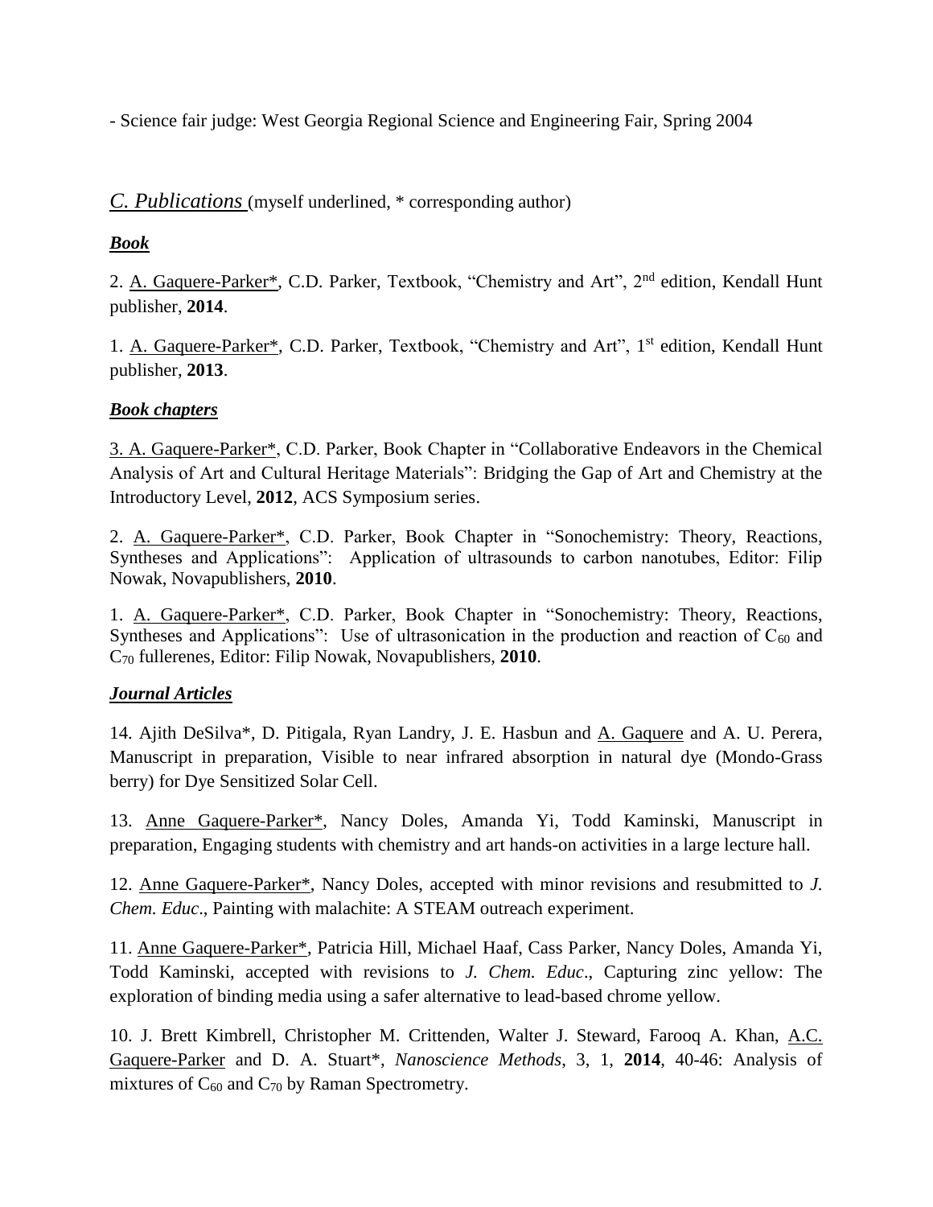- Science fair judge: West Georgia Regional Science and Engineering Fair, Spring 2004

## *C. Publications* (myself underlined, * corresponding author)

### ***Book***

2. A. Gaquere-Parker*, C.D. Parker, Textbook, "Chemistry and Art", 2nd edition, Kendall Hunt publisher, **2014**.

1. A. Gaquere-Parker*, C.D. Parker, Textbook, "Chemistry and Art", 1st edition, Kendall Hunt publisher, **2013**.

### ***Book chapters***

3. A. Gaquere-Parker*, C.D. Parker, Book Chapter in "Collaborative Endeavors in the Chemical Analysis of Art and Cultural Heritage Materials": Bridging the Gap of Art and Chemistry at the Introductory Level, **2012**, ACS Symposium series.

2. A. Gaquere-Parker*, C.D. Parker, Book Chapter in "Sonochemistry: Theory, Reactions, Syntheses and Applications": Application of ultrasounds to carbon nanotubes, Editor: Filip Nowak, Novapublishers, **2010**.

1. A. Gaquere-Parker*, C.D. Parker, Book Chapter in "Sonochemistry: Theory, Reactions, Syntheses and Applications": Use of ultrasonication in the production and reaction of $C_{60}$ and $C_{70}$ fullerenes, Editor: Filip Nowak, Novapublishers, **2010**.

### ***Journal Articles***

14. Ajith DeSilva*, D. Pitigala, Ryan Landry, J. E. Hasbun and A. Gaquere and A. U. Perera, Manuscript in preparation, Visible to near infrared absorption in natural dye (Mondo-Grass berry) for Dye Sensitized Solar Cell.

13. Anne Gaquere-Parker*, Nancy Doles, Amanda Yi, Todd Kaminski, Manuscript in preparation, Engaging students with chemistry and art hands-on activities in a large lecture hall.

12. Anne Gaquere-Parker*, Nancy Doles, accepted with minor revisions and resubmitted to *J. Chem. Educ*., Painting with malachite: A STEAM outreach experiment.

11. Anne Gaquere-Parker*, Patricia Hill, Michael Haaf, Cass Parker, Nancy Doles, Amanda Yi, Todd Kaminski, accepted with revisions to *J. Chem. Educ*., Capturing zinc yellow: The exploration of binding media using a safer alternative to lead-based chrome yellow.

10. J. Brett Kimbrell, Christopher M. Crittenden, Walter J. Steward, Farooq A. Khan, A.C. Gaquere-Parker and D. A. Stuart*, *Nanoscience Methods*, 3, 1, **2014**, 40-46: Analysis of mixtures of $C_{60}$ and $C_{70}$ by Raman Spectrometry.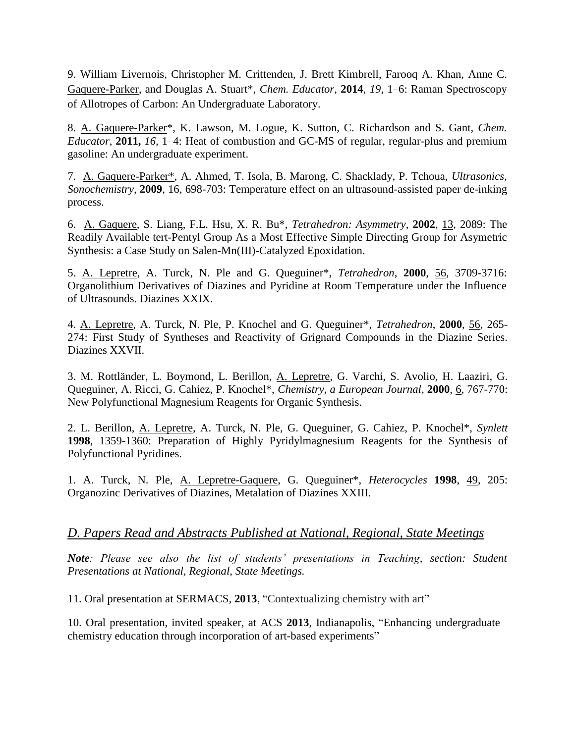9. William Livernois, Christopher M. Crittenden, J. Brett Kimbrell, Farooq A. Khan, Anne C. Gaquere-Parker, and Douglas A. Stuart*, *Chem. Educator,* **2014**, *19*, 1–6: Raman Spectroscopy of Allotropes of Carbon: An Undergraduate Laboratory.

8. A. Gaquere-Parker*, K. Lawson, M. Logue, K. Sutton, C. Richardson and S. Gant, *Chem. Educator,* **2011,** *16,* 1–4: Heat of combustion and GC-MS of regular, regular-plus and premium gasoline: An undergraduate experiment.

7. A. Gaquere-Parker*, A. Ahmed, T. Isola, B. Marong, C. Shacklady, P. Tchoua, *Ultrasonics, Sonochemistry*, **2009**, 16, 698-703: Temperature effect on an ultrasound-assisted paper de-inking process.

6. A. Gaquere, S. Liang, F.L. Hsu, X. R. Bu*, *Tetrahedron: Asymmetry*, **2002**, 13, 2089: The Readily Available tert-Pentyl Group As a Most Effective Simple Directing Group for Asymetric Synthesis: a Case Study on Salen-Mn(III)-Catalyzed Epoxidation.

5. A. Lepretre, A. Turck, N. Ple and G. Queguiner*, *Tetrahedron*, **2000**, 56, 3709-3716: Organolithium Derivatives of Diazines and Pyridine at Room Temperature under the Influence of Ultrasounds. Diazines XXIX.

4. A. Lepretre, A. Turck, N. Ple, P. Knochel and G. Queguiner*, *Tetrahedron*, **2000**, 56, 265-274: First Study of Syntheses and Reactivity of Grignard Compounds in the Diazine Series. Diazines XXVII.

3. M. Rottländer, L. Boymond, L. Berillon, A. Lepretre, G. Varchi, S. Avolio, H. Laaziri, G. Queguiner, A. Ricci, G. Cahiez, P. Knochel*, *Chemistry, a European Journal*, **2000**, 6, 767-770: New Polyfunctional Magnesium Reagents for Organic Synthesis.

2. L. Berillon, A. Lepretre, A. Turck, N. Ple, G. Queguiner, G. Cahiez, P. Knochel*, *Synlett* **1998**, 1359-1360: Preparation of Highly Pyridylmagnesium Reagents for the Synthesis of Polyfunctional Pyridines.

1. A. Turck, N. Ple, A. Lepretre-Gaquere, G. Queguiner*, *Heterocycles* **1998**, 49, 205: Organozinc Derivatives of Diazines, Metalation of Diazines XXIII.

## *D. Papers Read and Abstracts Published at National, Regional, State Meetings*

***Note****: Please see also the list of students' presentations in Teaching, section: Student Presentations at National, Regional, State Meetings.*

11. Oral presentation at SERMACS, **2013**, "Contextualizing chemistry with art"

10. Oral presentation, invited speaker, at ACS **2013**, Indianapolis, "Enhancing undergraduate chemistry education through incorporation of art-based experiments"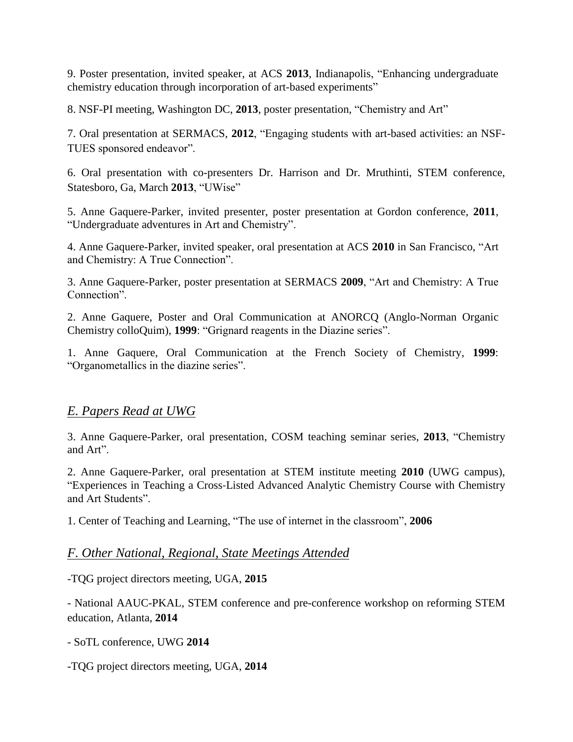9. Poster presentation, invited speaker, at ACS **2013**, Indianapolis, “Enhancing undergraduate chemistry education through incorporation of art-based experiments”

8. NSF-PI meeting, Washington DC, **2013**, poster presentation, “Chemistry and Art”

7. Oral presentation at SERMACS, **2012**, “Engaging students with art-based activities: an NSF-TUES sponsored endeavor”.

6. Oral presentation with co-presenters Dr. Harrison and Dr. Mruthinti, STEM conference, Statesboro, Ga, March **2013**, “UWise”

5. Anne Gaquere-Parker, invited presenter, poster presentation at Gordon conference, **2011**, “Undergraduate adventures in Art and Chemistry”.

4. Anne Gaquere-Parker, invited speaker, oral presentation at ACS **2010** in San Francisco, “Art and Chemistry: A True Connection”.

3. Anne Gaquere-Parker, poster presentation at SERMACS **2009**, “Art and Chemistry: A True Connection”.

2. Anne Gaquere, Poster and Oral Communication at ANORCQ (Anglo-Norman Organic Chemistry colloQuim), **1999**: “Grignard reagents in the Diazine series”.

1. Anne Gaquere, Oral Communication at the French Society of Chemistry, **1999**: “Organometallics in the diazine series”.

## *E. Papers Read at UWG*

3. Anne Gaquere-Parker, oral presentation, COSM teaching seminar series, **2013**, “Chemistry and Art”.

2. Anne Gaquere-Parker, oral presentation at STEM institute meeting **2010** (UWG campus), “Experiences in Teaching a Cross-Listed Advanced Analytic Chemistry Course with Chemistry and Art Students”.

1. Center of Teaching and Learning, “The use of internet in the classroom”, **2006**

## *F. Other National, Regional, State Meetings Attended*

-TQG project directors meeting, UGA, **2015**

- National AAUC-PKAL, STEM conference and pre-conference workshop on reforming STEM education, Atlanta, **2014**

- SoTL conference, UWG **2014**

-TQG project directors meeting, UGA, **2014**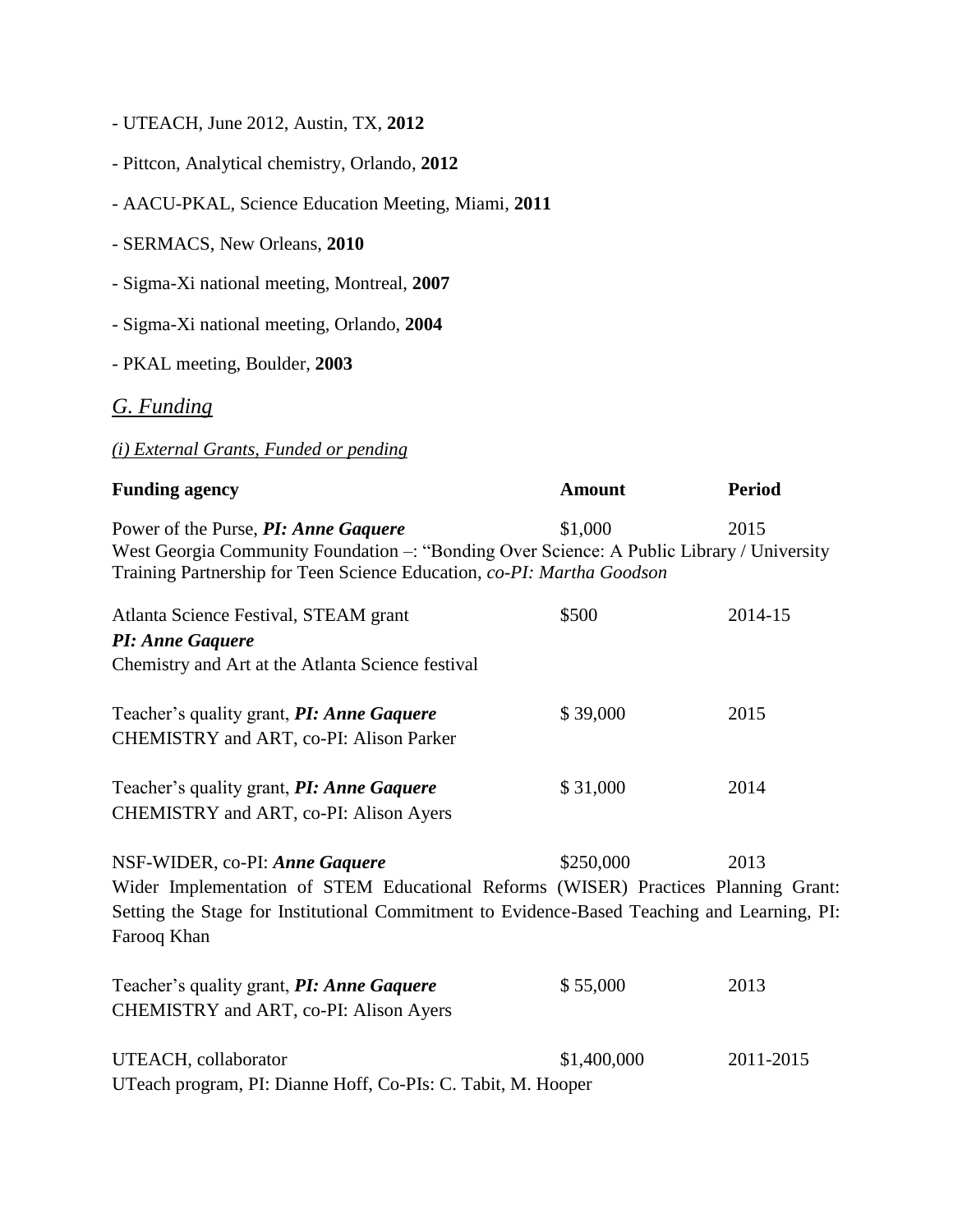- UTEACH, June 2012, Austin, TX, **2012**

- Pittcon, Analytical chemistry, Orlando, **2012**

- AACU-PKAL, Science Education Meeting, Miami, **2011**

- SERMACS, New Orleans, **2010**

- Sigma-Xi national meeting, Montreal, **2007**

- Sigma-Xi national meeting, Orlando, **2004**

- PKAL meeting, Boulder, **2003**

## *G. Funding*

*(i) External Grants, Funded or pending*

| **Funding agency** | **Amount** | **Period** |
|---|---|---|
| Power of the Purse, ***PI: Anne Gaquere***<br>West Georgia Community Foundation –: "Bonding Over Science: A Public Library / University Training Partnership for Teen Science Education, *co-PI: Martha Goodson* | $1,000 | 2015 |
| Atlanta Science Festival, STEAM grant<br>***PI: Anne Gaquere***<br>Chemistry and Art at the Atlanta Science festival | $500 | 2014-15 |
| Teacher's quality grant, ***PI: Anne Gaquere***<br>CHEMISTRY and ART, co-PI: Alison Parker | $ 39,000 | 2015 |
| Teacher's quality grant, ***PI: Anne Gaquere***<br>CHEMISTRY and ART, co-PI: Alison Ayers | $ 31,000 | 2014 |
| NSF-WIDER, co-PI: ***Anne Gaquere***<br>Wider Implementation of STEM Educational Reforms (WISER) Practices Planning Grant: Setting the Stage for Institutional Commitment to Evidence-Based Teaching and Learning, PI: Farooq Khan | $250,000 | 2013 |
| Teacher's quality grant, ***PI: Anne Gaquere***<br>CHEMISTRY and ART, co-PI: Alison Ayers | $ 55,000 | 2013 |
| UTEACH, collaborator<br>UTeach program, PI: Dianne Hoff, Co-PIs: C. Tabit, M. Hooper | $1,400,000 | 2011-2015 |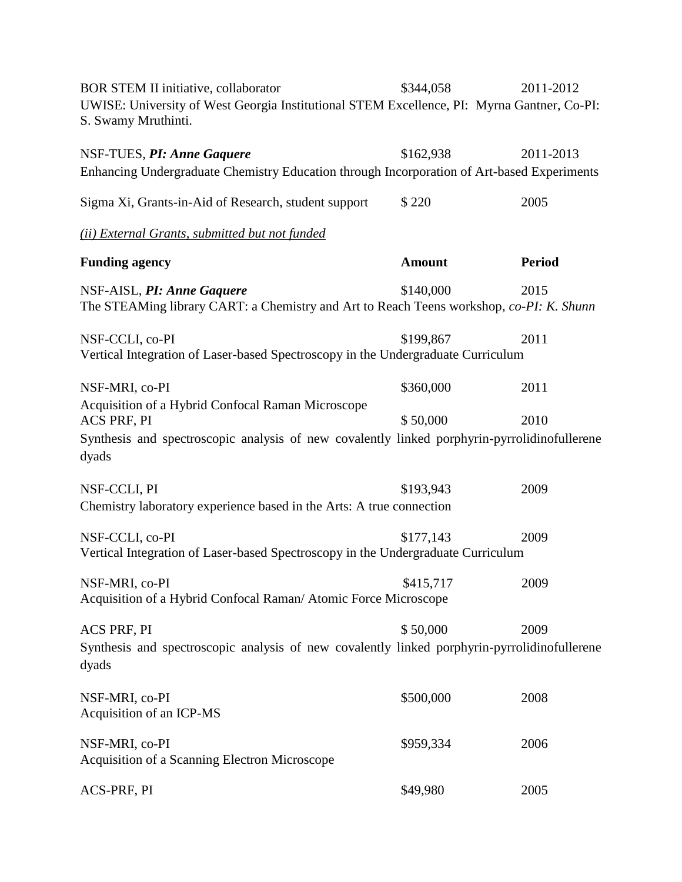BOR STEM II initiative, collaborator $344,058 2011-2012
UWISE: University of West Georgia Institutional STEM Excellence, PI: Myrna Gantner, Co-PI: S. Swamy Mruthinti.

NSF-TUES, ***PI: Anne Gaquere*** $162,938 2011-2013
Enhancing Undergraduate Chemistry Education through Incorporation of Art-based Experiments

Sigma Xi, Grants-in-Aid of Research, student support $ 220 2005

*(ii) External Grants, submitted but not funded*

| **Funding agency** | **Amount** | **Period** |
|---|---|---|
| NSF-AISL, ***PI: Anne Gaquere*** | $140,000 | 2015 |
| The STEAMing library CART: a Chemistry and Art to Reach Teens workshop, *co-PI: K. Shunn* | | |
| NSF-CCLI, co-PI | $199,867 | 2011 |
| Vertical Integration of Laser-based Spectroscopy in the Undergraduate Curriculum | | |
| NSF-MRI, co-PI | $360,000 | 2011 |
| Acquisition of a Hybrid Confocal Raman Microscope | | |
| ACS PRF, PI | $ 50,000 | 2010 |
| Synthesis and spectroscopic analysis of new covalently linked porphyrin-pyrrolidinofullerene dyads | | |
| NSF-CCLI, PI | $193,943 | 2009 |
| Chemistry laboratory experience based in the Arts: A true connection | | |
| NSF-CCLI, co-PI | $177,143 | 2009 |
| Vertical Integration of Laser-based Spectroscopy in the Undergraduate Curriculum | | |
| NSF-MRI, co-PI | $415,717 | 2009 |
| Acquisition of a Hybrid Confocal Raman/ Atomic Force Microscope | | |
| ACS PRF, PI | $ 50,000 | 2009 |
| Synthesis and spectroscopic analysis of new covalently linked porphyrin-pyrrolidinofullerene dyads | | |
| NSF-MRI, co-PI | $500,000 | 2008 |
| Acquisition of an ICP-MS | | |
| NSF-MRI, co-PI | $959,334 | 2006 |
| Acquisition of a Scanning Electron Microscope | | |
| ACS-PRF, PI | $49,980 | 2005 |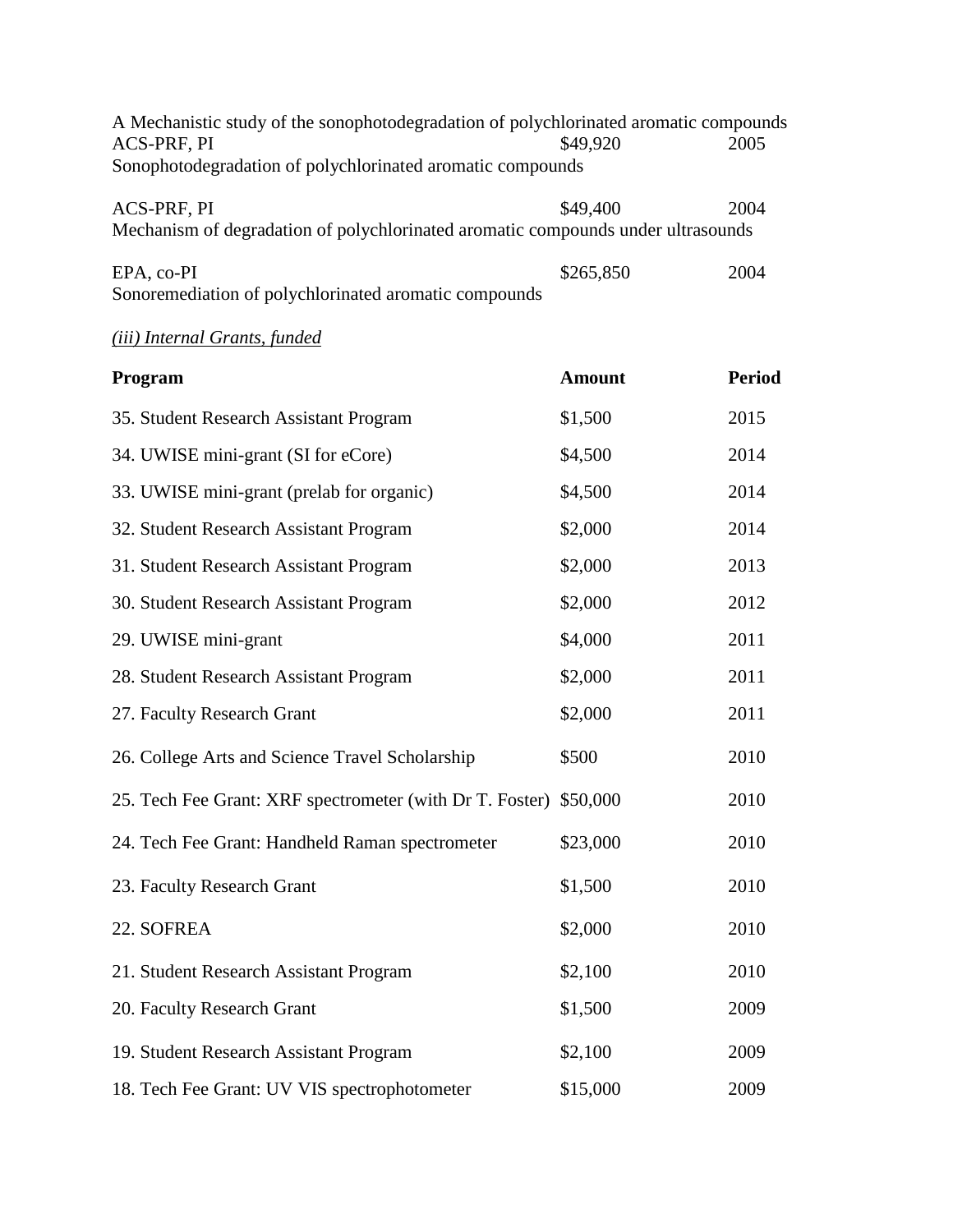A Mechanistic study of the sonophotodegradation of polychlorinated aromatic compounds

ACS-PRF, PI $49,920 2005

Sonophotodegradation of polychlorinated aromatic compounds

ACS-PRF, PI $49,400 2004

Mechanism of degradation of polychlorinated aromatic compounds under ultrasounds

EPA, co-PI $265,850 2004

Sonoremediation of polychlorinated aromatic compounds

*(iii) Internal Grants, funded*

| Program | Amount | Period |
|---|---|---|
| 35. Student Research Assistant Program | $1,500 | 2015 |
| 34. UWISE mini-grant (SI for eCore) | $4,500 | 2014 |
| 33. UWISE mini-grant (prelab for organic) | $4,500 | 2014 |
| 32. Student Research Assistant Program | $2,000 | 2014 |
| 31. Student Research Assistant Program | $2,000 | 2013 |
| 30. Student Research Assistant Program | $2,000 | 2012 |
| 29. UWISE mini-grant | $4,000 | 2011 |
| 28. Student Research Assistant Program | $2,000 | 2011 |
| 27. Faculty Research Grant | $2,000 | 2011 |
| 26. College Arts and Science Travel Scholarship | $500 | 2010 |
| 25. Tech Fee Grant: XRF spectrometer (with Dr T. Foster) | $50,000 | 2010 |
| 24. Tech Fee Grant: Handheld Raman spectrometer | $23,000 | 2010 |
| 23. Faculty Research Grant | $1,500 | 2010 |
| 22. SOFREA | $2,000 | 2010 |
| 21. Student Research Assistant Program | $2,100 | 2010 |
| 20. Faculty Research Grant | $1,500 | 2009 |
| 19. Student Research Assistant Program | $2,100 | 2009 |
| 18. Tech Fee Grant: UV VIS spectrophotometer | $15,000 | 2009 |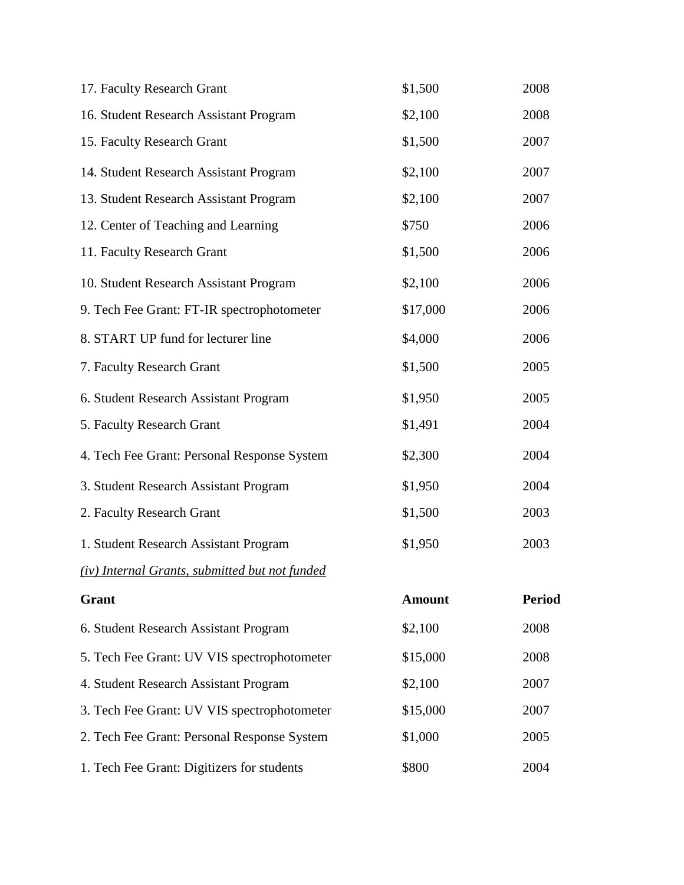| | | |
|---|---|---|
| 17. Faculty Research Grant | $1,500 | 2008 |
| 16. Student Research Assistant Program | $2,100 | 2008 |
| 15. Faculty Research Grant | $1,500 | 2007 |
| 14. Student Research Assistant Program | $2,100 | 2007 |
| 13. Student Research Assistant Program | $2,100 | 2007 |
| 12. Center of Teaching and Learning | $750 | 2006 |
| 11. Faculty Research Grant | $1,500 | 2006 |
| 10. Student Research Assistant Program | $2,100 | 2006 |
| 9. Tech Fee Grant: FT-IR spectrophotometer | $17,000 | 2006 |
| 8. START UP fund for lecturer line | $4,000 | 2006 |
| 7. Faculty Research Grant | $1,500 | 2005 |
| 6. Student Research Assistant Program | $1,950 | 2005 |
| 5. Faculty Research Grant | $1,491 | 2004 |
| 4. Tech Fee Grant: Personal Response System | $2,300 | 2004 |
| 3. Student Research Assistant Program | $1,950 | 2004 |
| 2. Faculty Research Grant | $1,500 | 2003 |
| 1. Student Research Assistant Program | $1,950 | 2003 |

*(iv) Internal Grants, submitted but not funded*

| Grant | Amount | Period |
|---|---|---|
| 6. Student Research Assistant Program | $2,100 | 2008 |
| 5. Tech Fee Grant: UV VIS spectrophotometer | $15,000 | 2008 |
| 4. Student Research Assistant Program | $2,100 | 2007 |
| 3. Tech Fee Grant: UV VIS spectrophotometer | $15,000 | 2007 |
| 2. Tech Fee Grant: Personal Response System | $1,000 | 2005 |
| 1. Tech Fee Grant: Digitizers for students | $800 | 2004 |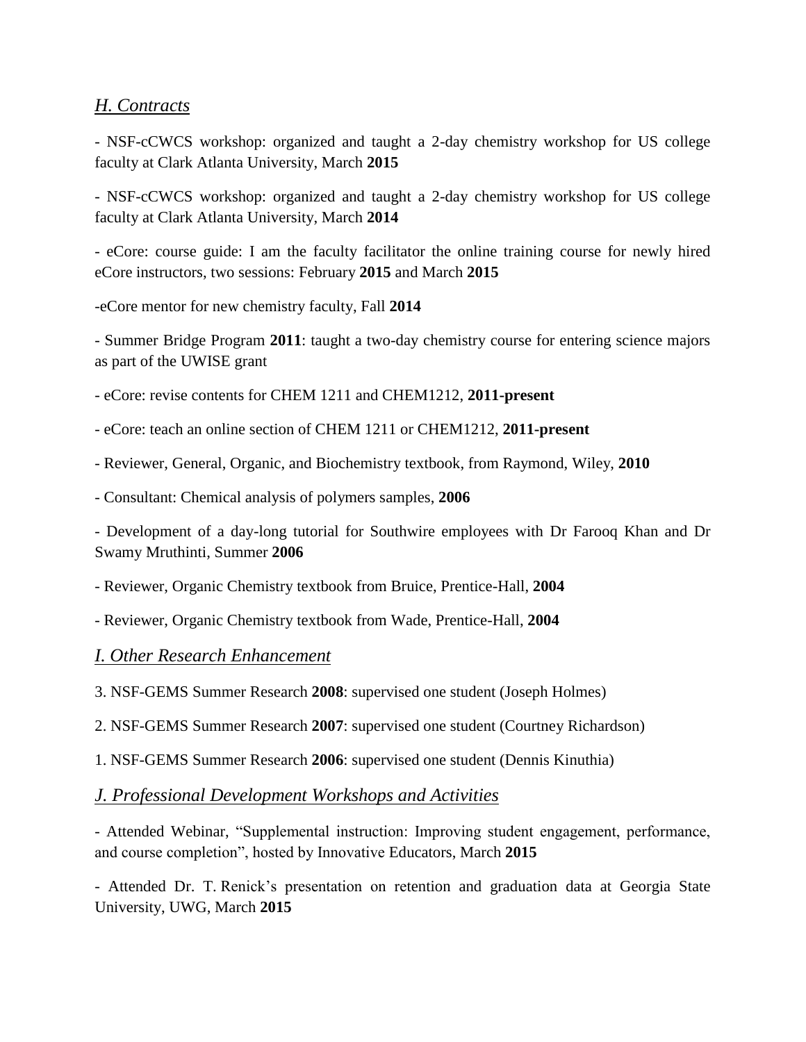## *H. Contracts*

- NSF-cCWCS workshop: organized and taught a 2-day chemistry workshop for US college faculty at Clark Atlanta University, March **2015**

- NSF-cCWCS workshop: organized and taught a 2-day chemistry workshop for US college faculty at Clark Atlanta University, March **2014**

- eCore: course guide: I am the faculty facilitator the online training course for newly hired eCore instructors, two sessions: February **2015** and March **2015**

-eCore mentor for new chemistry faculty, Fall **2014**

- Summer Bridge Program **2011**: taught a two-day chemistry course for entering science majors as part of the UWISE grant

- eCore: revise contents for CHEM 1211 and CHEM1212, **2011-present**

- eCore: teach an online section of CHEM 1211 or CHEM1212, **2011-present**

- Reviewer, General, Organic, and Biochemistry textbook, from Raymond, Wiley, **2010**

- Consultant: Chemical analysis of polymers samples, **2006**

- Development of a day-long tutorial for Southwire employees with Dr Farooq Khan and Dr Swamy Mruthinti, Summer **2006**

- Reviewer, Organic Chemistry textbook from Bruice, Prentice-Hall, **2004**

- Reviewer, Organic Chemistry textbook from Wade, Prentice-Hall, **2004**

## *I. Other Research Enhancement*

3. NSF-GEMS Summer Research **2008**: supervised one student (Joseph Holmes)

2. NSF-GEMS Summer Research **2007**: supervised one student (Courtney Richardson)

1. NSF-GEMS Summer Research **2006**: supervised one student (Dennis Kinuthia)

## *J. Professional Development Workshops and Activities*

- Attended Webinar, "Supplemental instruction: Improving student engagement, performance, and course completion", hosted by Innovative Educators, March **2015**

- Attended Dr. T. Renick's presentation on retention and graduation data at Georgia State University, UWG, March **2015**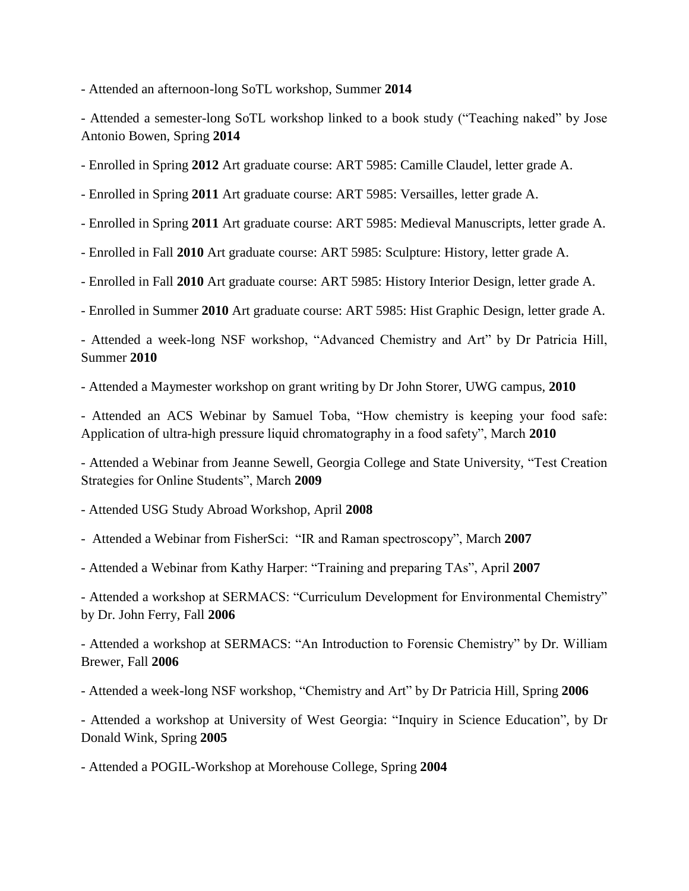- Attended an afternoon-long SoTL workshop, Summer **2014**

- Attended a semester-long SoTL workshop linked to a book study ("Teaching naked" by Jose Antonio Bowen, Spring **2014**

- Enrolled in Spring **2012** Art graduate course: ART 5985: Camille Claudel, letter grade A.

- Enrolled in Spring **2011** Art graduate course: ART 5985: Versailles, letter grade A.

- Enrolled in Spring **2011** Art graduate course: ART 5985: Medieval Manuscripts, letter grade A.

- Enrolled in Fall **2010** Art graduate course: ART 5985: Sculpture: History, letter grade A.

- Enrolled in Fall **2010** Art graduate course: ART 5985: History Interior Design, letter grade A.

- Enrolled in Summer **2010** Art graduate course: ART 5985: Hist Graphic Design, letter grade A.

- Attended a week-long NSF workshop, "Advanced Chemistry and Art" by Dr Patricia Hill, Summer **2010**

- Attended a Maymester workshop on grant writing by Dr John Storer, UWG campus, **2010**

- Attended an ACS Webinar by Samuel Toba, "How chemistry is keeping your food safe: Application of ultra-high pressure liquid chromatography in a food safety", March **2010**

- Attended a Webinar from Jeanne Sewell, Georgia College and State University, "Test Creation Strategies for Online Students", March **2009**

- Attended USG Study Abroad Workshop, April **2008**

- Attended a Webinar from FisherSci: "IR and Raman spectroscopy", March **2007**

- Attended a Webinar from Kathy Harper: "Training and preparing TAs", April **2007**

- Attended a workshop at SERMACS: "Curriculum Development for Environmental Chemistry" by Dr. John Ferry, Fall **2006**

- Attended a workshop at SERMACS: "An Introduction to Forensic Chemistry" by Dr. William Brewer, Fall **2006**

- Attended a week-long NSF workshop, "Chemistry and Art" by Dr Patricia Hill, Spring **2006**

- Attended a workshop at University of West Georgia: "Inquiry in Science Education", by Dr Donald Wink, Spring **2005**

- Attended a POGIL-Workshop at Morehouse College, Spring **2004**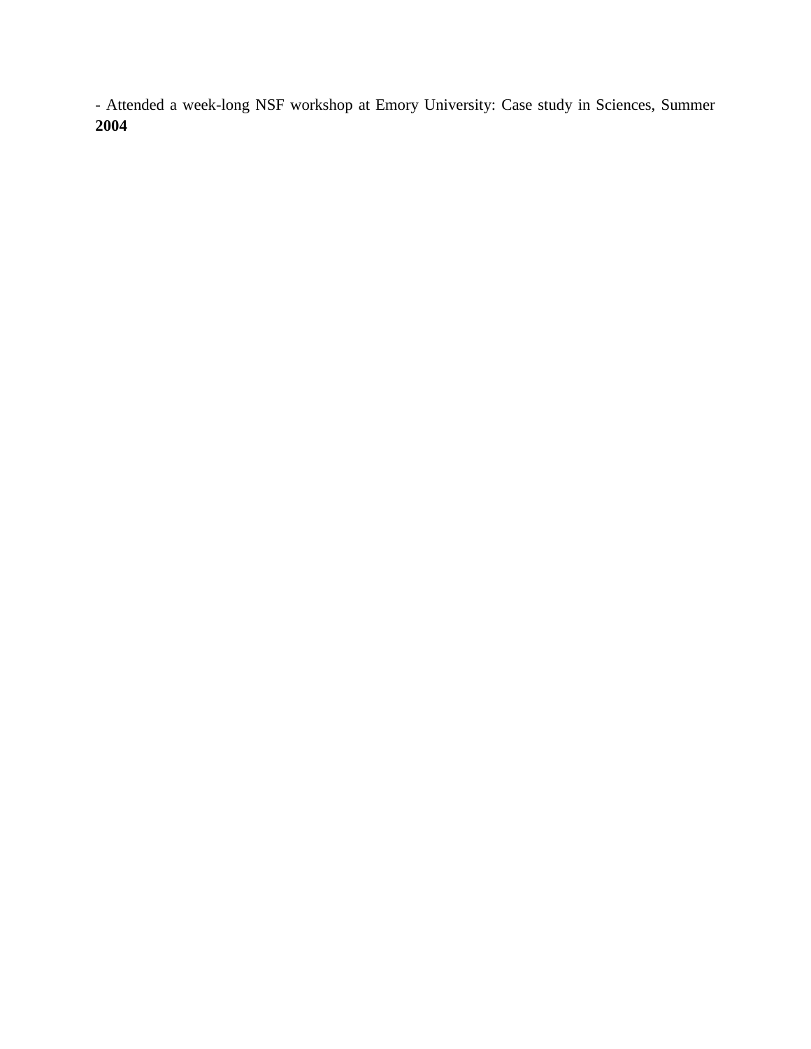- Attended a week-long NSF workshop at Emory University: Case study in Sciences, Summer **2004**